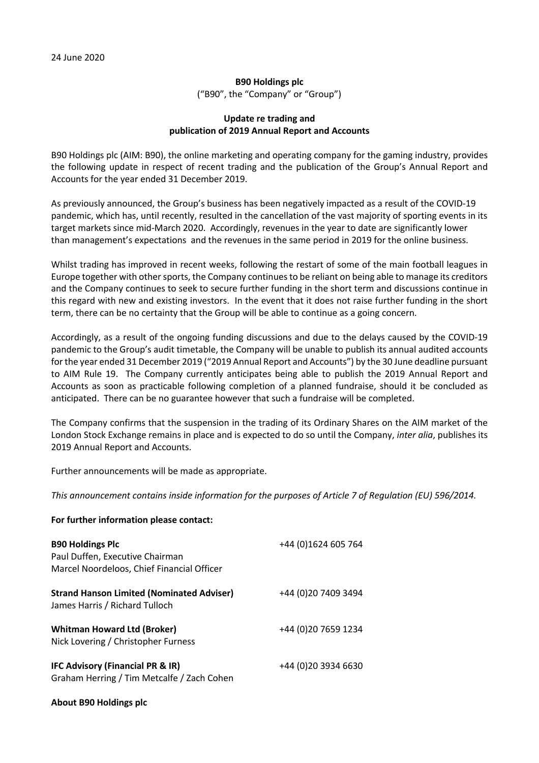24 June 2020

**B90 Holdings plc**

("B90", the "Company" or "Group")

**Update re trading and publication of 2019 Annual Report and Accounts**

B90 Holdings plc (AIM: B90), the online marketing and operating company for the gaming industry, provides the following update in respect of recent trading and the publication of the Group's Annual Report and Accounts for the year ended 31 December 2019.

As previously announced, the Group's business has been negatively impacted as a result of the COVID-19 pandemic, which has, until recently, resulted in the cancellation of the vast majority of sporting events in its target markets since mid-March 2020. Accordingly, revenues in the year to date are significantly lower than management's expectations and the revenues in the same period in 2019 for the online business.

Whilst trading has improved in recent weeks, following the restart of some of the main football leagues in Europe together with other sports, the Company continues to be reliant on being able to manage its creditors and the Company continues to seek to secure further funding in the short term and discussions continue in this regard with new and existing investors. In the event that it does not raise further funding in the short term, there can be no certainty that the Group will be able to continue as a going concern.

Accordingly, as a result of the ongoing funding discussions and due to the delays caused by the COVID-19 pandemic to the Group's audit timetable, the Company will be unable to publish its annual audited accounts for the year ended 31 December 2019 ("2019 Annual Report and Accounts") by the 30 June deadline pursuant to AIM Rule 19. The Company currently anticipates being able to publish the 2019 Annual Report and Accounts as soon as practicable following completion of a planned fundraise, should it be concluded as anticipated. There can be no guarantee however that such a fundraise will be completed.

The Company confirms that the suspension in the trading of its Ordinary Shares on the AIM market of the London Stock Exchange remains in place and is expected to do so until the Company, *inter alia*, publishes its 2019 Annual Report and Accounts.

Further announcements will be made as appropriate.

*This announcement contains inside information for the purposes of Article 7 of Regulation (EU) 596/2014.*

**For further information please contact:**

| | |
|---|---|
| **B90 Holdings Plc**<br>Paul Duffen, Executive Chairman<br>Marcel Noordeloos, Chief Financial Officer | +44 (0)1624 605 764 |
| **Strand Hanson Limited (Nominated Adviser)**<br>James Harris / Richard Tulloch | +44 (0)20 7409 3494 |
| **Whitman Howard Ltd (Broker)**<br>Nick Lovering / Christopher Furness | +44 (0)20 7659 1234 |
| **IFC Advisory (Financial PR & IR)**<br>Graham Herring / Tim Metcalfe / Zach Cohen | +44 (0)20 3934 6630 |

**About B90 Holdings plc**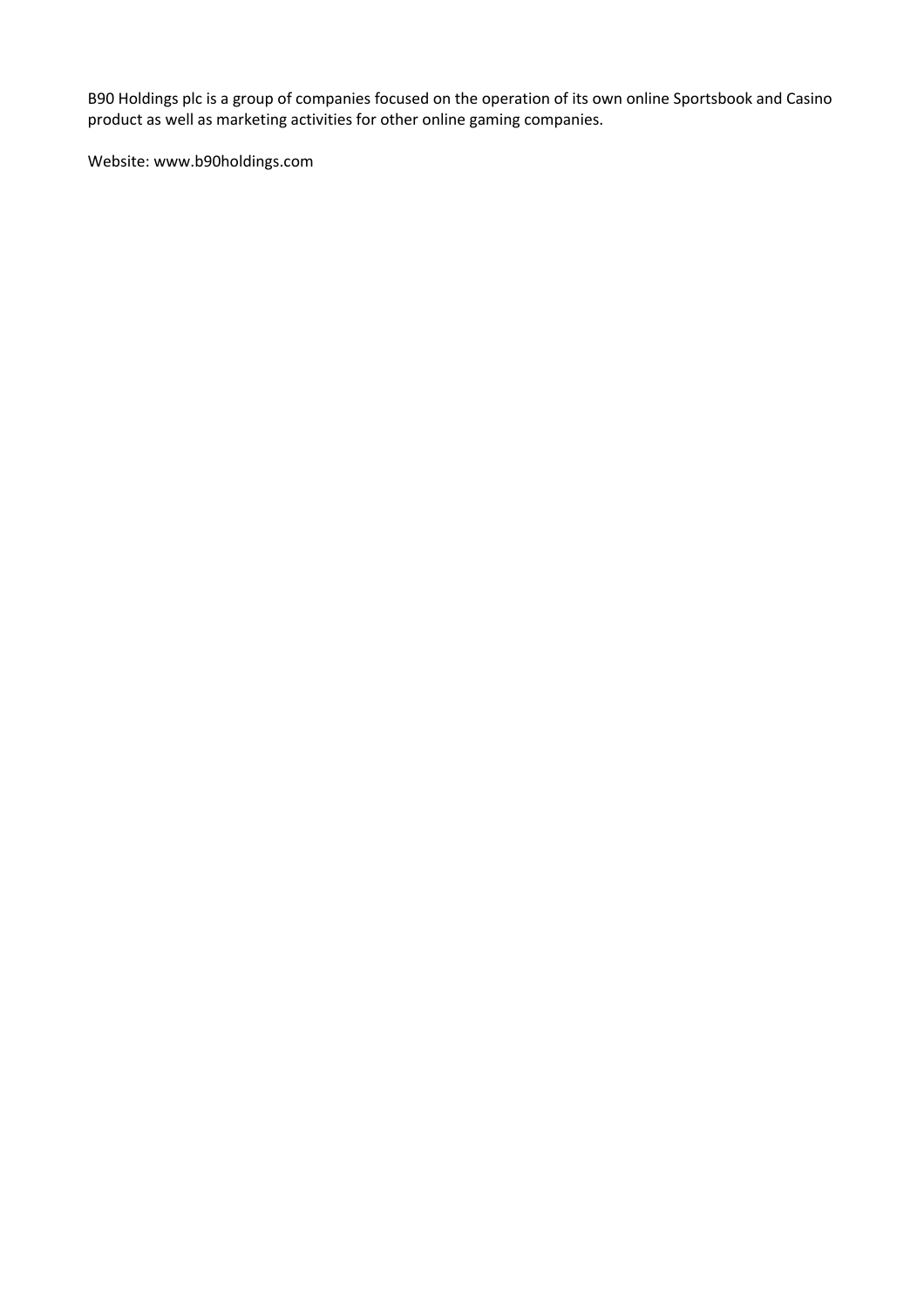B90 Holdings plc is a group of companies focused on the operation of its own online Sportsbook and Casino product as well as marketing activities for other online gaming companies.

Website: www.b90holdings.com